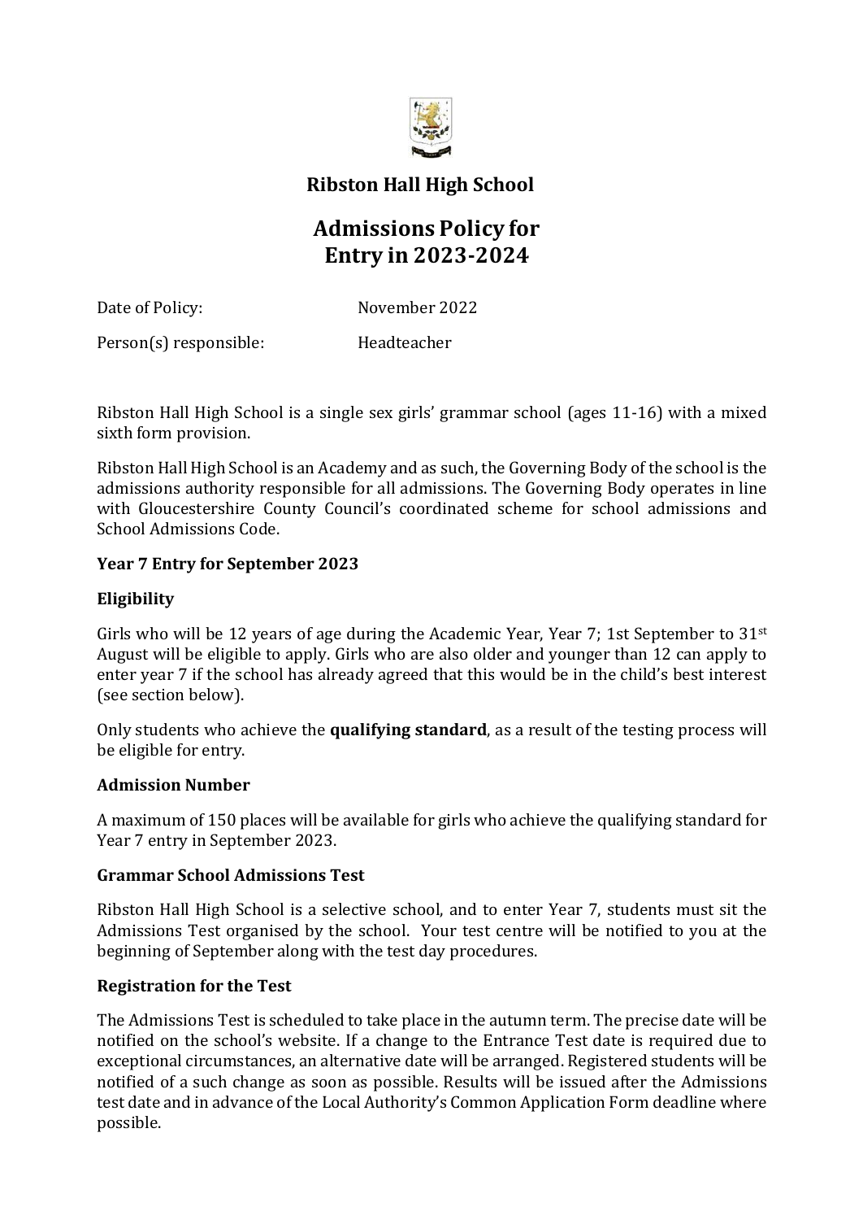# Ribston Hall High School

## Admissions Policy for Entry in 2023-2024

Date of Policy: November 2022

Person(s) responsible: Headteacher

Ribston Hall High School is a single sex girls' grammar school (ages 11-16) with a mixed sixth form provision.

Ribston Hall High School is an Academy and as such, the Governing Body of the school is the admissions authority responsible for all admissions. The Governing Body operates in line with Gloucestershire County Council's coordinated scheme for school admissions and School Admissions Code.

**Year 7 Entry for September 2023**

**Eligibility**

Girls who will be 12 years of age during the Academic Year, Year 7; 1st September to 31st August will be eligible to apply. Girls who are also older and younger than 12 can apply to enter year 7 if the school has already agreed that this would be in the child's best interest (see section below).

Only students who achieve the **qualifying standard**, as a result of the testing process will be eligible for entry.

**Admission Number**

A maximum of 150 places will be available for girls who achieve the qualifying standard for Year 7 entry in September 2023.

**Grammar School Admissions Test**

Ribston Hall High School is a selective school, and to enter Year 7, students must sit the Admissions Test organised by the school. Your test centre will be notified to you at the beginning of September along with the test day procedures.

**Registration for the Test**

The Admissions Test is scheduled to take place in the autumn term. The precise date will be notified on the school's website. If a change to the Entrance Test date is required due to exceptional circumstances, an alternative date will be arranged. Registered students will be notified of a such change as soon as possible. Results will be issued after the Admissions test date and in advance of the Local Authority's Common Application Form deadline where possible.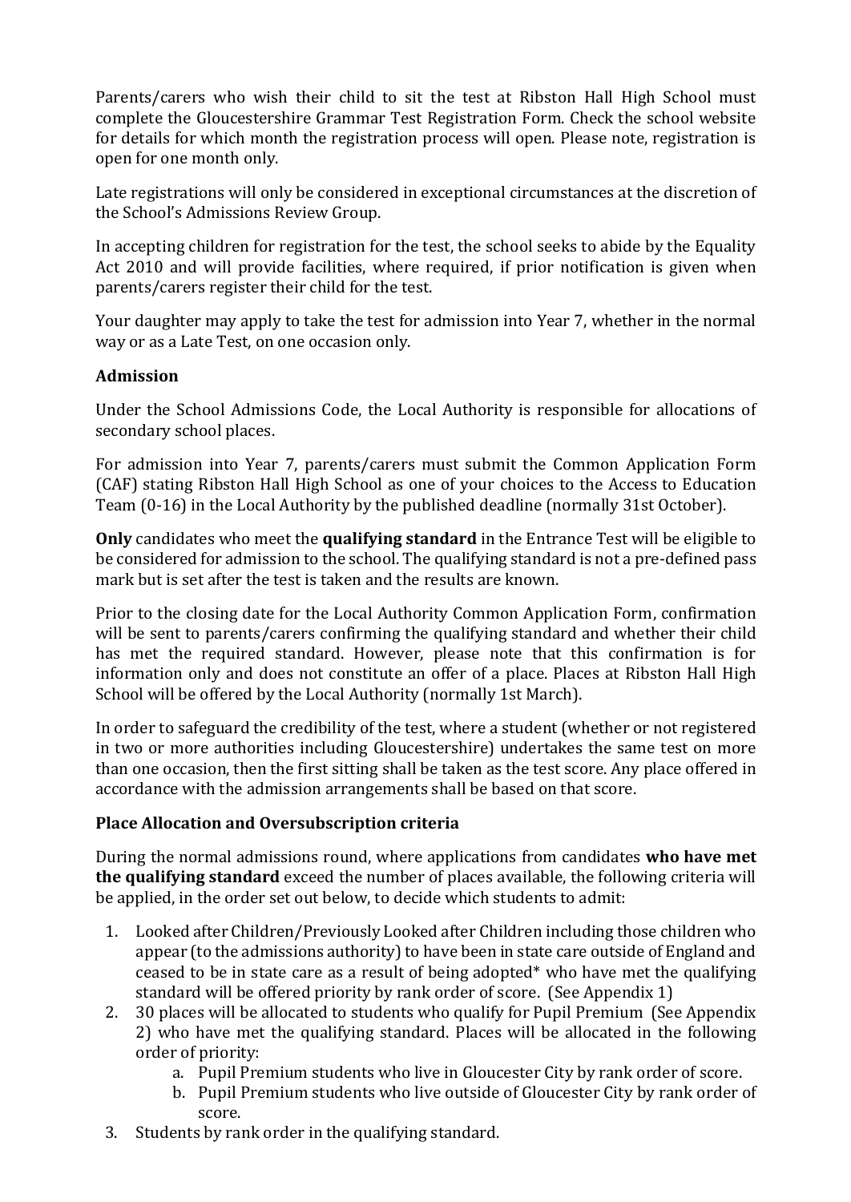Parents/carers who wish their child to sit the test at Ribston Hall High School must complete the Gloucestershire Grammar Test Registration Form. Check the school website for details for which month the registration process will open. Please note, registration is open for one month only.

Late registrations will only be considered in exceptional circumstances at the discretion of the School's Admissions Review Group.

In accepting children for registration for the test, the school seeks to abide by the Equality Act 2010 and will provide facilities, where required, if prior notification is given when parents/carers register their child for the test.

Your daughter may apply to take the test for admission into Year 7, whether in the normal way or as a Late Test, on one occasion only.

### Admission

Under the School Admissions Code, the Local Authority is responsible for allocations of secondary school places.

For admission into Year 7, parents/carers must submit the Common Application Form (CAF) stating Ribston Hall High School as one of your choices to the Access to Education Team (0-16) in the Local Authority by the published deadline (normally 31st October).

**Only** candidates who meet the **qualifying standard** in the Entrance Test will be eligible to be considered for admission to the school. The qualifying standard is not a pre-defined pass mark but is set after the test is taken and the results are known.

Prior to the closing date for the Local Authority Common Application Form, confirmation will be sent to parents/carers confirming the qualifying standard and whether their child has met the required standard. However, please note that this confirmation is for information only and does not constitute an offer of a place. Places at Ribston Hall High School will be offered by the Local Authority (normally 1st March).

In order to safeguard the credibility of the test, where a student (whether or not registered in two or more authorities including Gloucestershire) undertakes the same test on more than one occasion, then the first sitting shall be taken as the test score. Any place offered in accordance with the admission arrangements shall be based on that score.

### Place Allocation and Oversubscription criteria

During the normal admissions round, where applications from candidates **who have met the qualifying standard** exceed the number of places available, the following criteria will be applied, in the order set out below, to decide which students to admit:

1. Looked after Children/Previously Looked after Children including those children who appear (to the admissions authority) to have been in state care outside of England and ceased to be in state care as a result of being adopted* who have met the qualifying standard will be offered priority by rank order of score. (See Appendix 1)
2. 30 places will be allocated to students who qualify for Pupil Premium (See Appendix 2) who have met the qualifying standard. Places will be allocated in the following order of priority:
    a. Pupil Premium students who live in Gloucester City by rank order of score.
    b. Pupil Premium students who live outside of Gloucester City by rank order of score.
3. Students by rank order in the qualifying standard.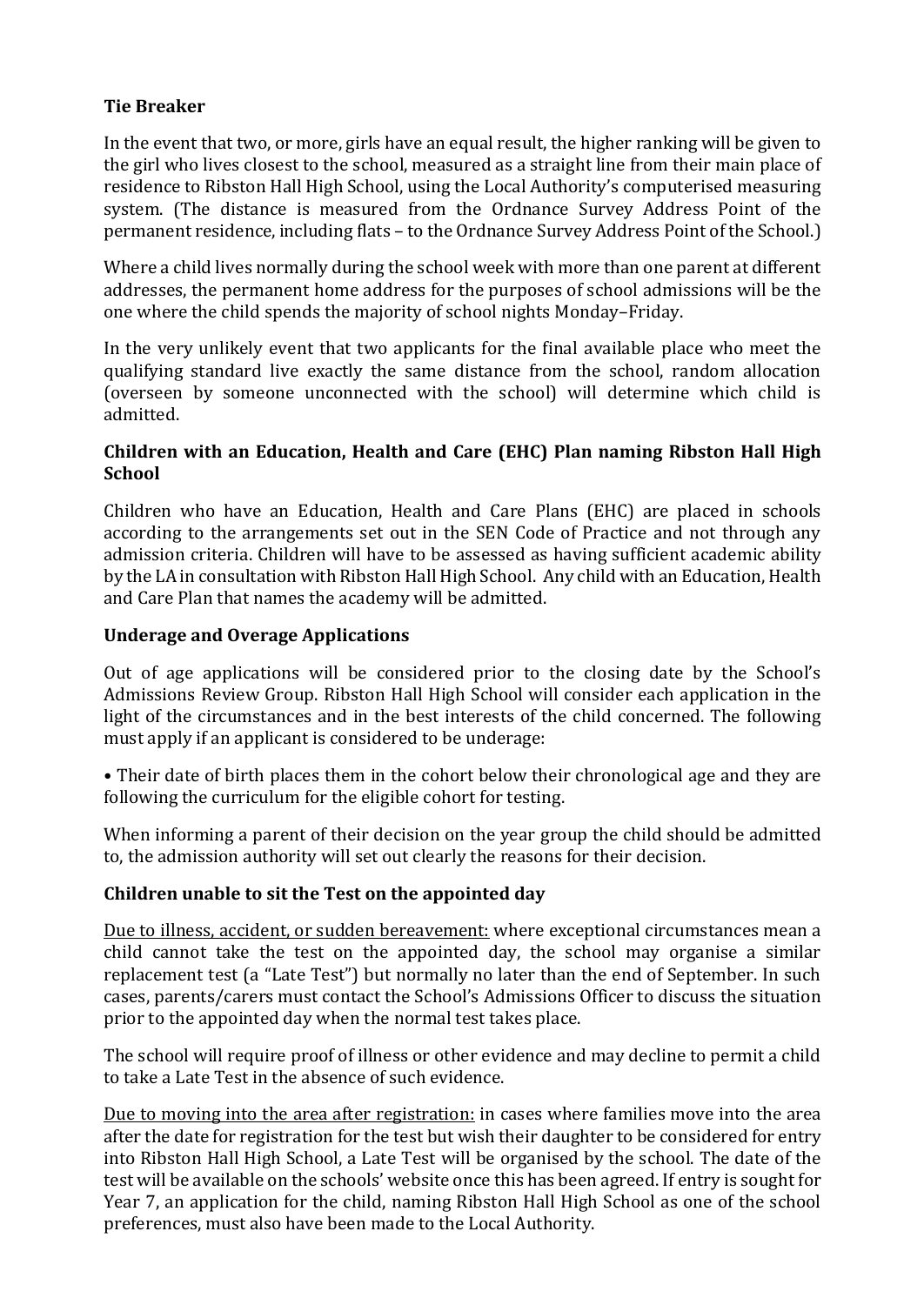**Tie Breaker**

In the event that two, or more, girls have an equal result, the higher ranking will be given to the girl who lives closest to the school, measured as a straight line from their main place of residence to Ribston Hall High School, using the Local Authority's computerised measuring system. (The distance is measured from the Ordnance Survey Address Point of the permanent residence, including flats – to the Ordnance Survey Address Point of the School.)

Where a child lives normally during the school week with more than one parent at different addresses, the permanent home address for the purposes of school admissions will be the one where the child spends the majority of school nights Monday–Friday.

In the very unlikely event that two applicants for the final available place who meet the qualifying standard live exactly the same distance from the school, random allocation (overseen by someone unconnected with the school) will determine which child is admitted.

**Children with an Education, Health and Care (EHC) Plan naming Ribston Hall High School**

Children who have an Education, Health and Care Plans (EHC) are placed in schools according to the arrangements set out in the SEN Code of Practice and not through any admission criteria. Children will have to be assessed as having sufficient academic ability by the LA in consultation with Ribston Hall High School. Any child with an Education, Health and Care Plan that names the academy will be admitted.

**Underage and Overage Applications**

Out of age applications will be considered prior to the closing date by the School's Admissions Review Group. Ribston Hall High School will consider each application in the light of the circumstances and in the best interests of the child concerned. The following must apply if an applicant is considered to be underage:

• Their date of birth places them in the cohort below their chronological age and they are following the curriculum for the eligible cohort for testing.

When informing a parent of their decision on the year group the child should be admitted to, the admission authority will set out clearly the reasons for their decision.

**Children unable to sit the Test on the appointed day**

Due to illness, accident, or sudden bereavement: where exceptional circumstances mean a child cannot take the test on the appointed day, the school may organise a similar replacement test (a "Late Test") but normally no later than the end of September. In such cases, parents/carers must contact the School's Admissions Officer to discuss the situation prior to the appointed day when the normal test takes place.

The school will require proof of illness or other evidence and may decline to permit a child to take a Late Test in the absence of such evidence.

Due to moving into the area after registration: in cases where families move into the area after the date for registration for the test but wish their daughter to be considered for entry into Ribston Hall High School, a Late Test will be organised by the school. The date of the test will be available on the schools' website once this has been agreed. If entry is sought for Year 7, an application for the child, naming Ribston Hall High School as one of the school preferences, must also have been made to the Local Authority.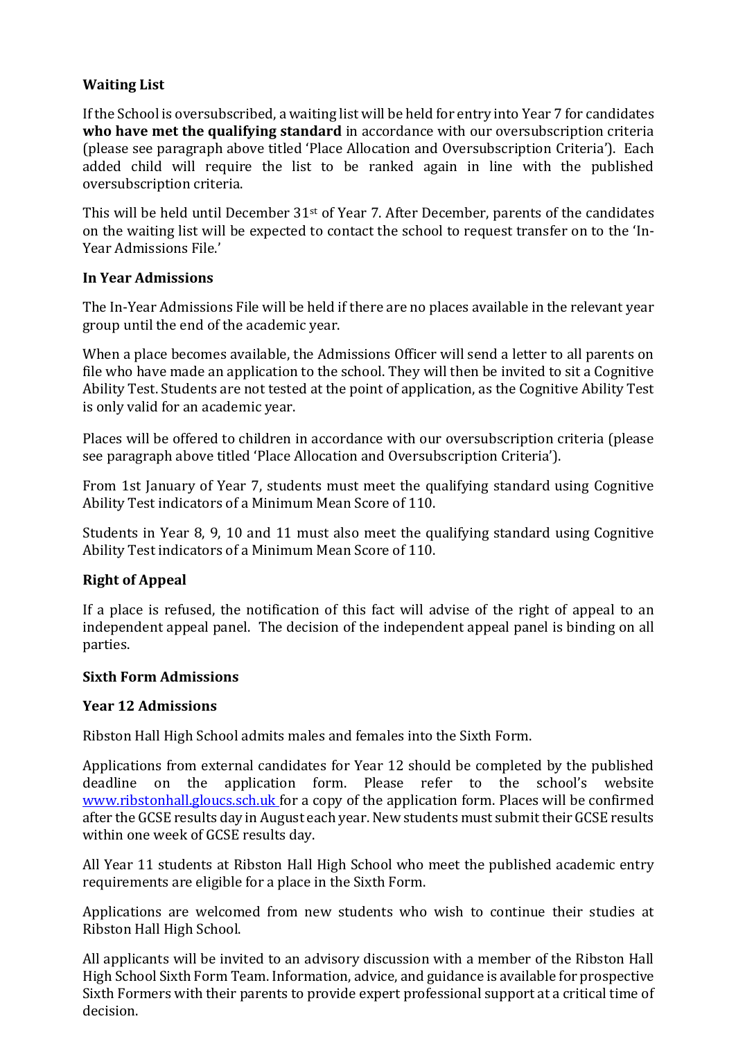**Waiting List**

If the School is oversubscribed, a waiting list will be held for entry into Year 7 for candidates **who have met the qualifying standard** in accordance with our oversubscription criteria (please see paragraph above titled 'Place Allocation and Oversubscription Criteria'). Each added child will require the list to be ranked again in line with the published oversubscription criteria.

This will be held until December 31st of Year 7. After December, parents of the candidates on the waiting list will be expected to contact the school to request transfer on to the 'In-Year Admissions File.'

**In Year Admissions**

The In-Year Admissions File will be held if there are no places available in the relevant year group until the end of the academic year.

When a place becomes available, the Admissions Officer will send a letter to all parents on file who have made an application to the school. They will then be invited to sit a Cognitive Ability Test. Students are not tested at the point of application, as the Cognitive Ability Test is only valid for an academic year.

Places will be offered to children in accordance with our oversubscription criteria (please see paragraph above titled 'Place Allocation and Oversubscription Criteria').

From 1st January of Year 7, students must meet the qualifying standard using Cognitive Ability Test indicators of a Minimum Mean Score of 110.

Students in Year 8, 9, 10 and 11 must also meet the qualifying standard using Cognitive Ability Test indicators of a Minimum Mean Score of 110.

**Right of Appeal**

If a place is refused, the notification of this fact will advise of the right of appeal to an independent appeal panel. The decision of the independent appeal panel is binding on all parties.

**Sixth Form Admissions**

**Year 12 Admissions**

Ribston Hall High School admits males and females into the Sixth Form.

Applications from external candidates for Year 12 should be completed by the published deadline on the application form. Please refer to the school's website [www.ribstonhall.gloucs.sch.uk](http://www.ribstonhall.gloucs.sch.uk) for a copy of the application form. Places will be confirmed after the GCSE results day in August each year. New students must submit their GCSE results within one week of GCSE results day.

All Year 11 students at Ribston Hall High School who meet the published academic entry requirements are eligible for a place in the Sixth Form.

Applications are welcomed from new students who wish to continue their studies at Ribston Hall High School.

All applicants will be invited to an advisory discussion with a member of the Ribston Hall High School Sixth Form Team. Information, advice, and guidance is available for prospective Sixth Formers with their parents to provide expert professional support at a critical time of decision.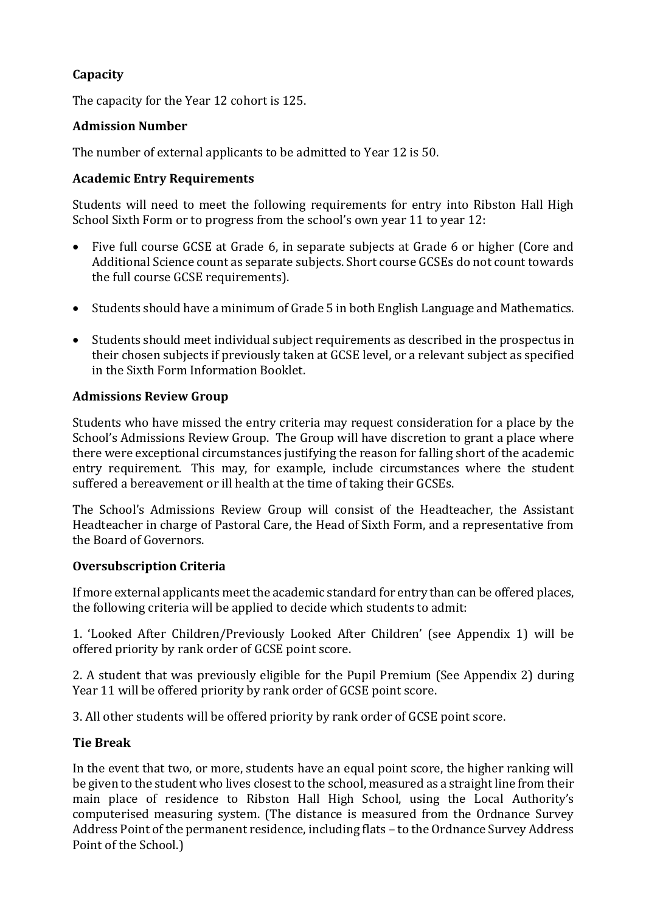**Capacity**

The capacity for the Year 12 cohort is 125.

**Admission Number**

The number of external applicants to be admitted to Year 12 is 50.

**Academic Entry Requirements**

Students will need to meet the following requirements for entry into Ribston Hall High School Sixth Form or to progress from the school's own year 11 to year 12:

- Five full course GCSE at Grade 6, in separate subjects at Grade 6 or higher (Core and Additional Science count as separate subjects. Short course GCSEs do not count towards the full course GCSE requirements).
- Students should have a minimum of Grade 5 in both English Language and Mathematics.
- Students should meet individual subject requirements as described in the prospectus in their chosen subjects if previously taken at GCSE level, or a relevant subject as specified in the Sixth Form Information Booklet.

**Admissions Review Group**

Students who have missed the entry criteria may request consideration for a place by the School's Admissions Review Group. The Group will have discretion to grant a place where there were exceptional circumstances justifying the reason for falling short of the academic entry requirement. This may, for example, include circumstances where the student suffered a bereavement or ill health at the time of taking their GCSEs.

The School's Admissions Review Group will consist of the Headteacher, the Assistant Headteacher in charge of Pastoral Care, the Head of Sixth Form, and a representative from the Board of Governors.

**Oversubscription Criteria**

If more external applicants meet the academic standard for entry than can be offered places, the following criteria will be applied to decide which students to admit:

1. 'Looked After Children/Previously Looked After Children' (see Appendix 1) will be offered priority by rank order of GCSE point score.

2. A student that was previously eligible for the Pupil Premium (See Appendix 2) during Year 11 will be offered priority by rank order of GCSE point score.

3. All other students will be offered priority by rank order of GCSE point score.

**Tie Break**

In the event that two, or more, students have an equal point score, the higher ranking will be given to the student who lives closest to the school, measured as a straight line from their main place of residence to Ribston Hall High School, using the Local Authority's computerised measuring system. (The distance is measured from the Ordnance Survey Address Point of the permanent residence, including flats – to the Ordnance Survey Address Point of the School.)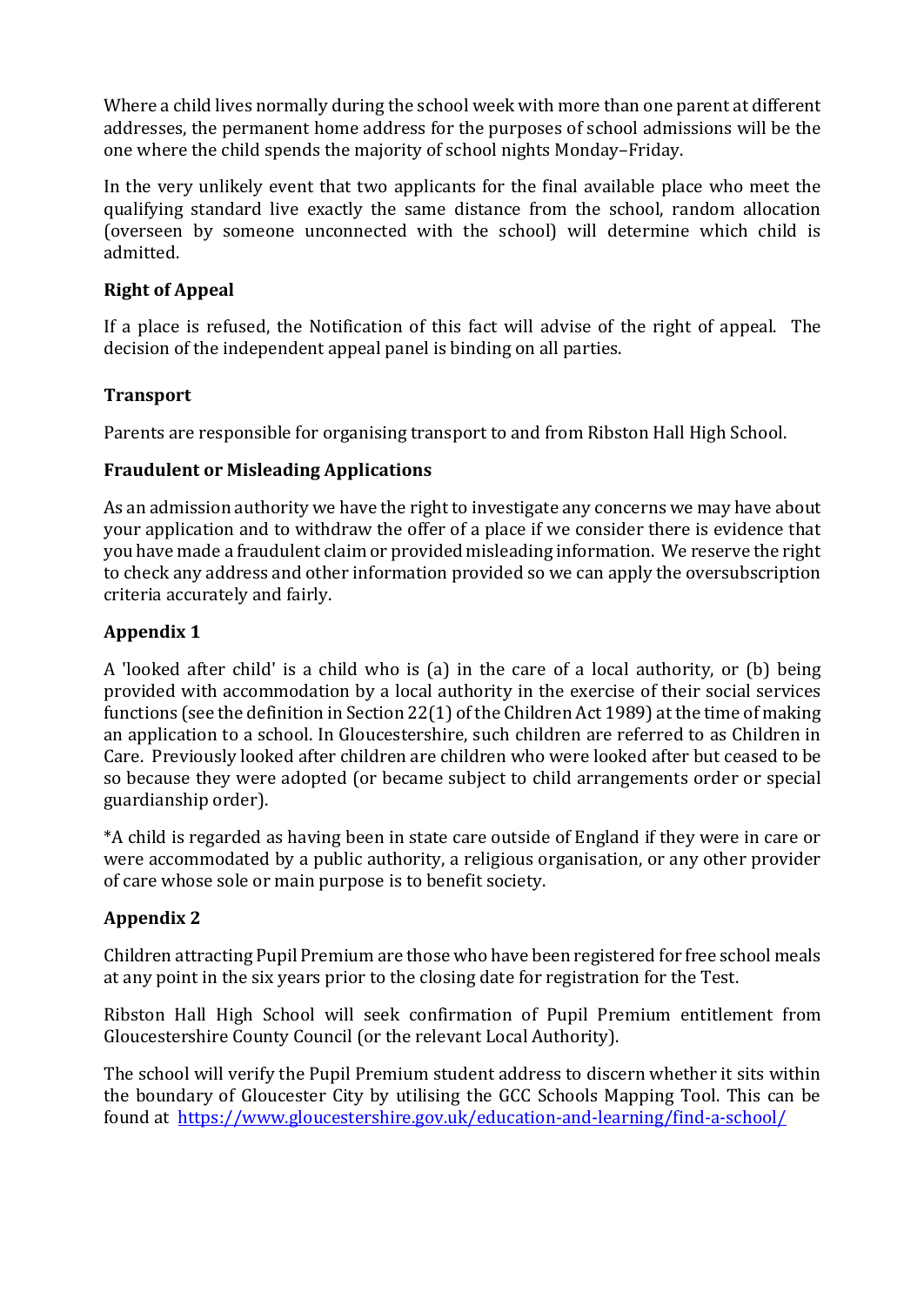Where a child lives normally during the school week with more than one parent at different addresses, the permanent home address for the purposes of school admissions will be the one where the child spends the majority of school nights Monday–Friday.

In the very unlikely event that two applicants for the final available place who meet the qualifying standard live exactly the same distance from the school, random allocation (overseen by someone unconnected with the school) will determine which child is admitted.

## Right of Appeal

If a place is refused, the Notification of this fact will advise of the right of appeal. The decision of the independent appeal panel is binding on all parties.

## Transport

Parents are responsible for organising transport to and from Ribston Hall High School.

## Fraudulent or Misleading Applications

As an admission authority we have the right to investigate any concerns we may have about your application and to withdraw the offer of a place if we consider there is evidence that you have made a fraudulent claim or provided misleading information. We reserve the right to check any address and other information provided so we can apply the oversubscription criteria accurately and fairly.

## Appendix 1

A 'looked after child' is a child who is (a) in the care of a local authority, or (b) being provided with accommodation by a local authority in the exercise of their social services functions (see the definition in Section 22(1) of the Children Act 1989) at the time of making an application to a school. In Gloucestershire, such children are referred to as Children in Care. Previously looked after children are children who were looked after but ceased to be so because they were adopted (or became subject to child arrangements order or special guardianship order).

*A child is regarded as having been in state care outside of England if they were in care or were accommodated by a public authority, a religious organisation, or any other provider of care whose sole or main purpose is to benefit society.

## Appendix 2

Children attracting Pupil Premium are those who have been registered for free school meals at any point in the six years prior to the closing date for registration for the Test.

Ribston Hall High School will seek confirmation of Pupil Premium entitlement from Gloucestershire County Council (or the relevant Local Authority).

The school will verify the Pupil Premium student address to discern whether it sits within the boundary of Gloucester City by utilising the GCC Schools Mapping Tool. This can be found at https://www.gloucestershire.gov.uk/education-and-learning/find-a-school/